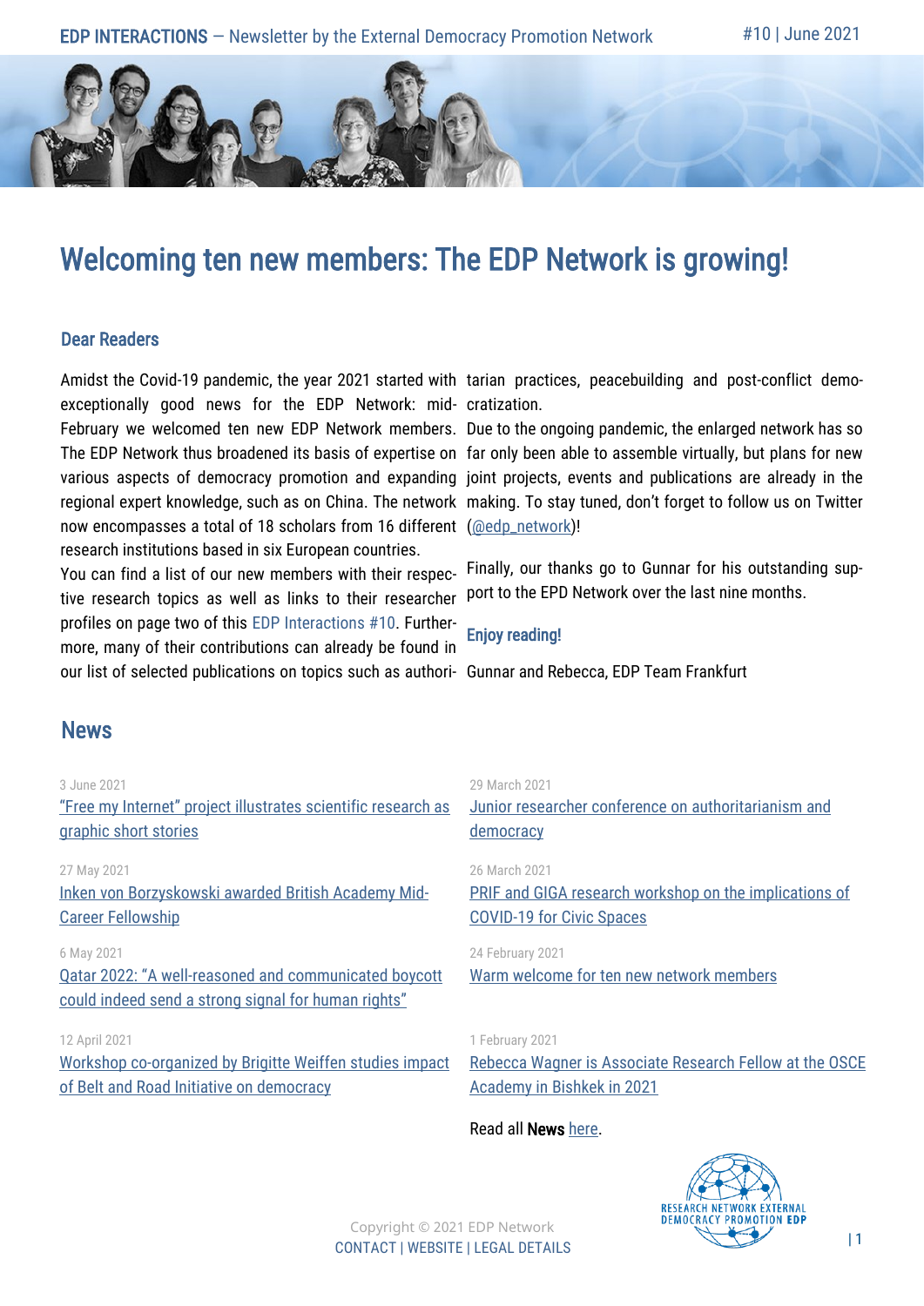# Welcoming ten new members: The EDP Network is growing!

## Dear Readers

Amidst the Covid-19 pandemic, the year 2021 started with exceptionally good news for the EDP Network: mid-February we welcomed ten new EDP Network members. The EDP Network thus broadened its basis of expertise on various aspects of democracy promotion and expanding regional expert knowledge, such as on China. The network now encompasses a total of 18 scholars from 16 different research institutions based in six European countries.

You can find a list of our new members with their respective research topics as well as links to their researcher profiles on page two of this EDP Interactions #10. Furthermore, many of their contributions can already be found in our list of selected publications on topics such as authoritarian practices, peacebuilding and post-conflict democratization.

Due to the ongoing pandemic, the enlarged network has so far only been able to assemble virtually, but plans for new joint projects, events and publications are already in the making. To stay tuned, don't forget to follow us on Twitter (@edp_network)!

Finally, our thanks go to Gunnar for his outstanding support to the EPD Network over the last nine months.

**Enjoy reading!**

Gunnar and Rebecca, EDP Team Frankfurt

## News

3 June 2021
"Free my Internet" project illustrates scientific research as graphic short stories

27 May 2021
Inken von Borzyskowski awarded British Academy Mid-Career Fellowship

6 May 2021
Qatar 2022: "A well-reasoned and communicated boycott could indeed send a strong signal for human rights"

12 April 2021
Workshop co-organized by Brigitte Weiffen studies impact of Belt and Road Initiative on democracy

29 March 2021
Junior researcher conference on authoritarianism and democracy

26 March 2021
PRIF and GIGA research workshop on the implications of COVID-19 for Civic Spaces

24 February 2021
Warm welcome for ten new network members

1 February 2021
Rebecca Wagner is Associate Research Fellow at the OSCE Academy in Bishkek in 2021

Read all **News** here.

Copyright © 2021 EDP Network
CONTACT | WEBSITE | LEGAL DETAILS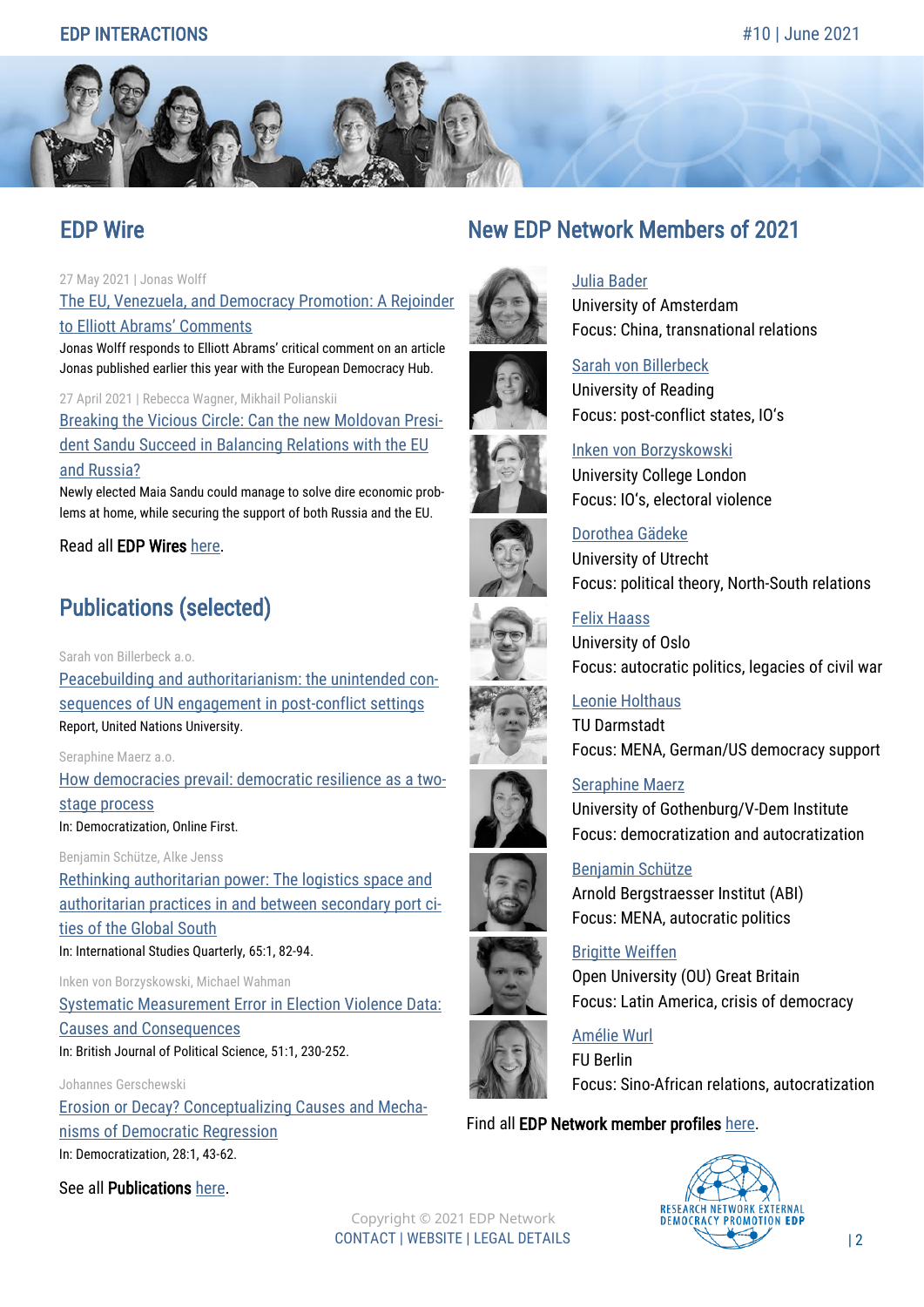## EDP Wire

27 May 2021 | Jonas Wolff

The EU, Venezuela, and Democracy Promotion: A Rejoinder to Elliott Abrams' Comments

Jonas Wolff responds to Elliott Abrams' critical comment on an article Jonas published earlier this year with the European Democracy Hub.

27 April 2021 | Rebecca Wagner, Mikhail Polianskii

Breaking the Vicious Circle: Can the new Moldovan President Sandu Succeed in Balancing Relations with the EU and Russia?

Newly elected Maia Sandu could manage to solve dire economic problems at home, while securing the support of both Russia and the EU.

Read all **EDP Wires** here.

## Publications (selected)

Sarah von Billerbeck a.o.

Peacebuilding and authoritarianism: the unintended consequences of UN engagement in post-conflict settings

Report, United Nations University.

Seraphine Maerz a.o.

How democracies prevail: democratic resilience as a two-stage process

In: Democratization, Online First.

Benjamin Schütze, Alke Jenss

Rethinking authoritarian power: The logistics space and authoritarian practices in and between secondary port cities of the Global South

In: International Studies Quarterly, 65:1, 82-94.

Inken von Borzyskowski, Michael Wahman

Systematic Measurement Error in Election Violence Data: Causes and Consequences

In: British Journal of Political Science, 51:1, 230-252.

Johannes Gerschewski

Erosion or Decay? Conceptualizing Causes and Mechanisms of Democratic Regression

In: Democratization, 28:1, 43-62.

See all **Publications** here.

## New EDP Network Members of 2021

Julia Bader
University of Amsterdam
Focus: China, transnational relations

Sarah von Billerbeck
University of Reading
Focus: post-conflict states, IO's

Inken von Borzyskowski
University College London
Focus: IO's, electoral violence

Dorothea Gädeke
University of Utrecht
Focus: political theory, North-South relations

Felix Haass
University of Oslo
Focus: autocratic politics, legacies of civil war

Leonie Holthaus
TU Darmstadt
Focus: MENA, German/US democracy support

Seraphine Maerz
University of Gothenburg/V-Dem Institute
Focus: democratization and autocratization

Benjamin Schütze
Arnold Bergstraesser Institut (ABI)
Focus: MENA, autocratic politics

Brigitte Weiffen
Open University (OU) Great Britain
Focus: Latin America, crisis of democracy

Amélie Wurl
FU Berlin
Focus: Sino-African relations, autocratization

Find all **EDP Network member profiles** here.

Copyright © 2021 EDP Network
CONTACT | WEBSITE | LEGAL DETAILS